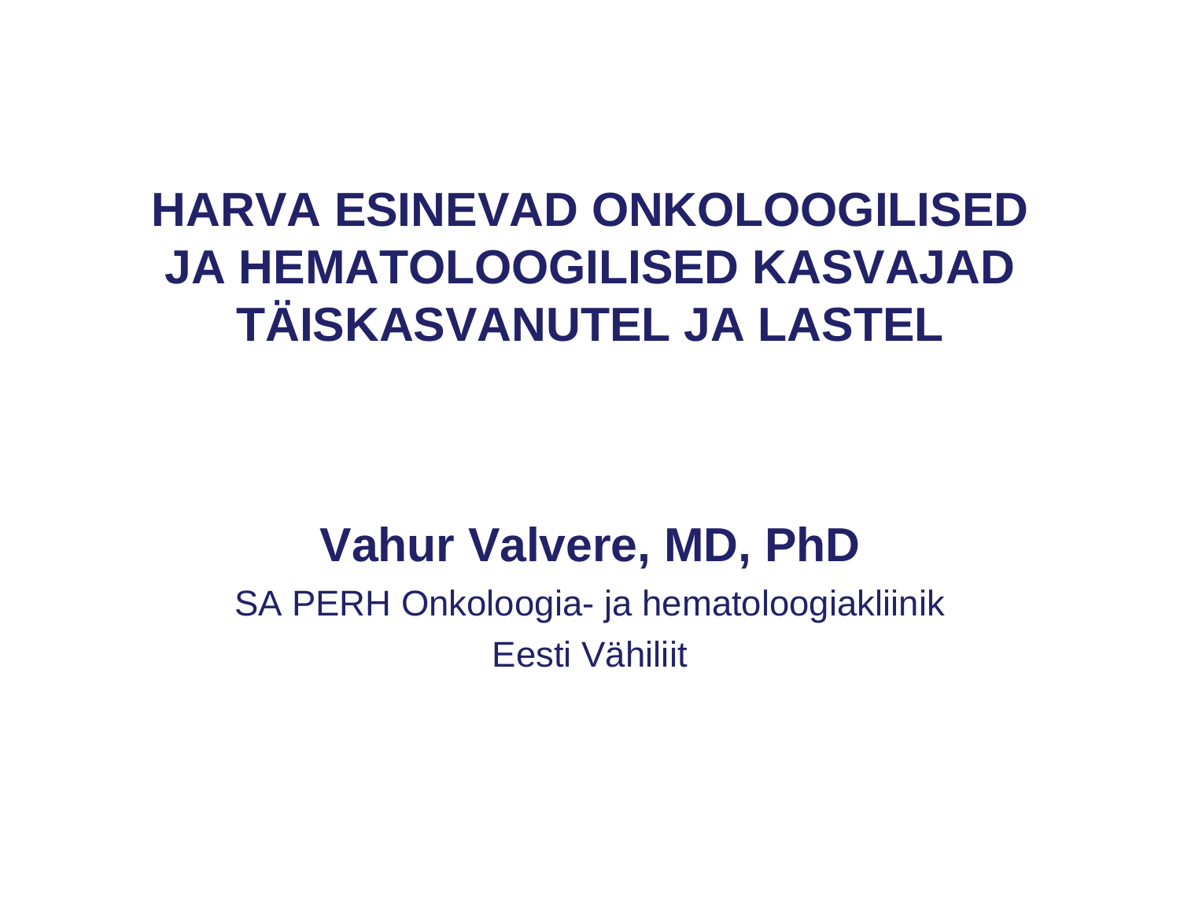# HARVA ESINEVAD ONKOLOOGILISED JA HEMATOLOOGILISED KASVAJAD TÄISKASVANUTEL JA LASTEL

**Vahur Valvere, MD, PhD**

SA PERH Onkoloogia- ja hematoloogiakliinik

Eesti Vähiliit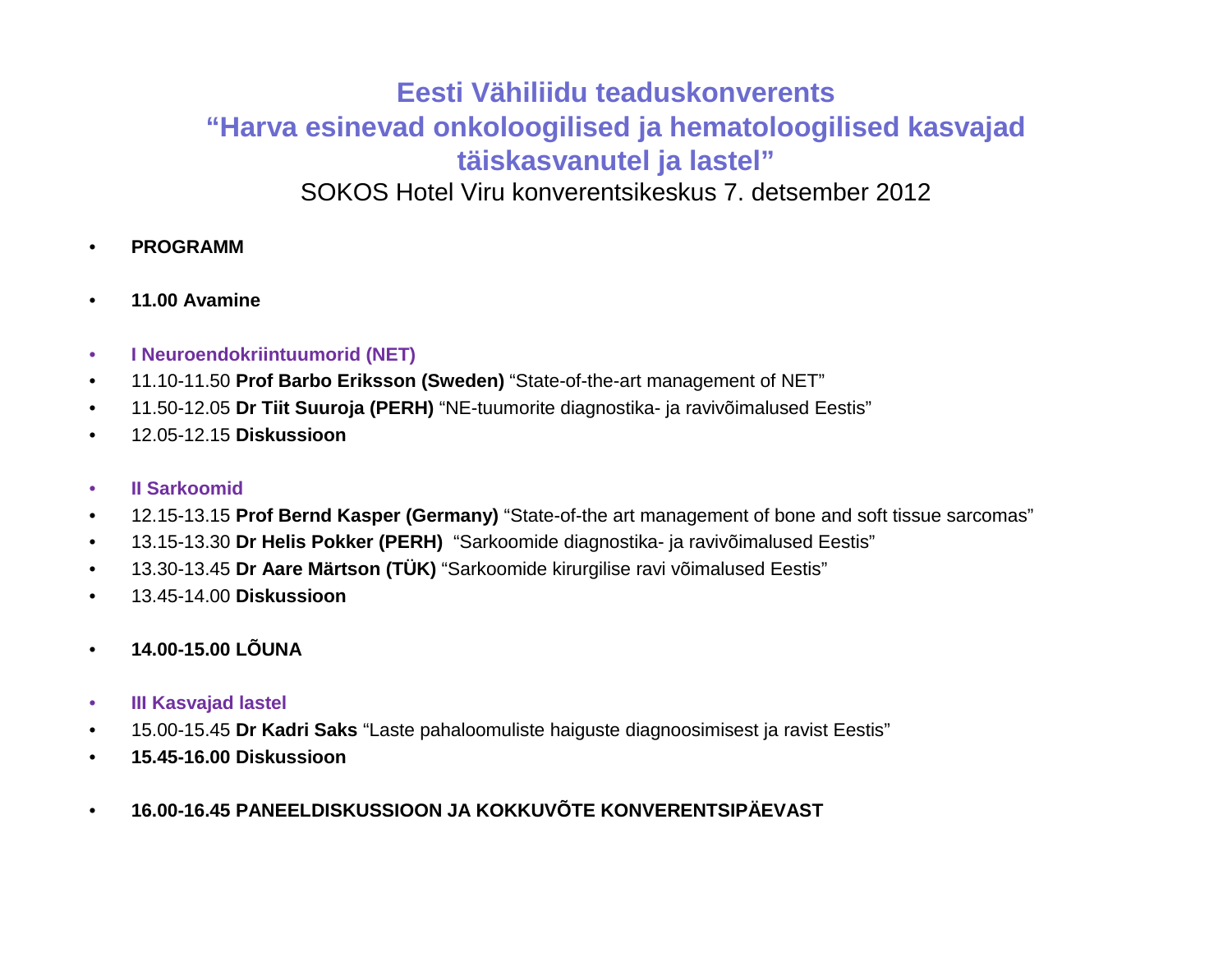# Eesti Vähiliidu teaduskonverents
# “Harva esinevad onkoloogilised ja hematoloogilised kasvajad täiskasvanutel ja lastel”

SOKOS Hotel Viru konverentsikeskus 7. detsember 2012

- **PROGRAMM**

- **11.00 Avamine**

- **I Neuroendokriintuumorid (NET)**
- 11.10-11.50 **Prof Barbo Eriksson (Sweden)** “State-of-the-art management of NET”
- 11.50-12.05 **Dr Tiit Suuroja (PERH)** “NE-tuumorite diagnostika- ja ravivõimalused Eestis”
- 12.05-12.15 **Diskussioon**

- **II Sarkoomid**
- 12.15-13.15 **Prof Bernd Kasper (Germany)** “State-of-the art management of bone and soft tissue sarcomas”
- 13.15-13.30 **Dr Helis Pokker (PERH)** “Sarkoomide diagnostika- ja ravivõimalused Eestis”
- 13.30-13.45 **Dr Aare Märtson (TÜK)** “Sarkoomide kirurgilise ravi võimalused Eestis”
- 13.45-14.00 **Diskussioon**

- **14.00-15.00 LÕUNA**

- **III Kasvajad lastel**
- 15.00-15.45 **Dr Kadri Saks** “Laste pahaloomuliste haiguste diagnoosimisest ja ravist Eestis”
- **15.45-16.00 Diskussioon**

- **16.00-16.45 PANEELDISKUSSIOON JA KOKKUVÕTE KONVERENTSIPÄEVAST**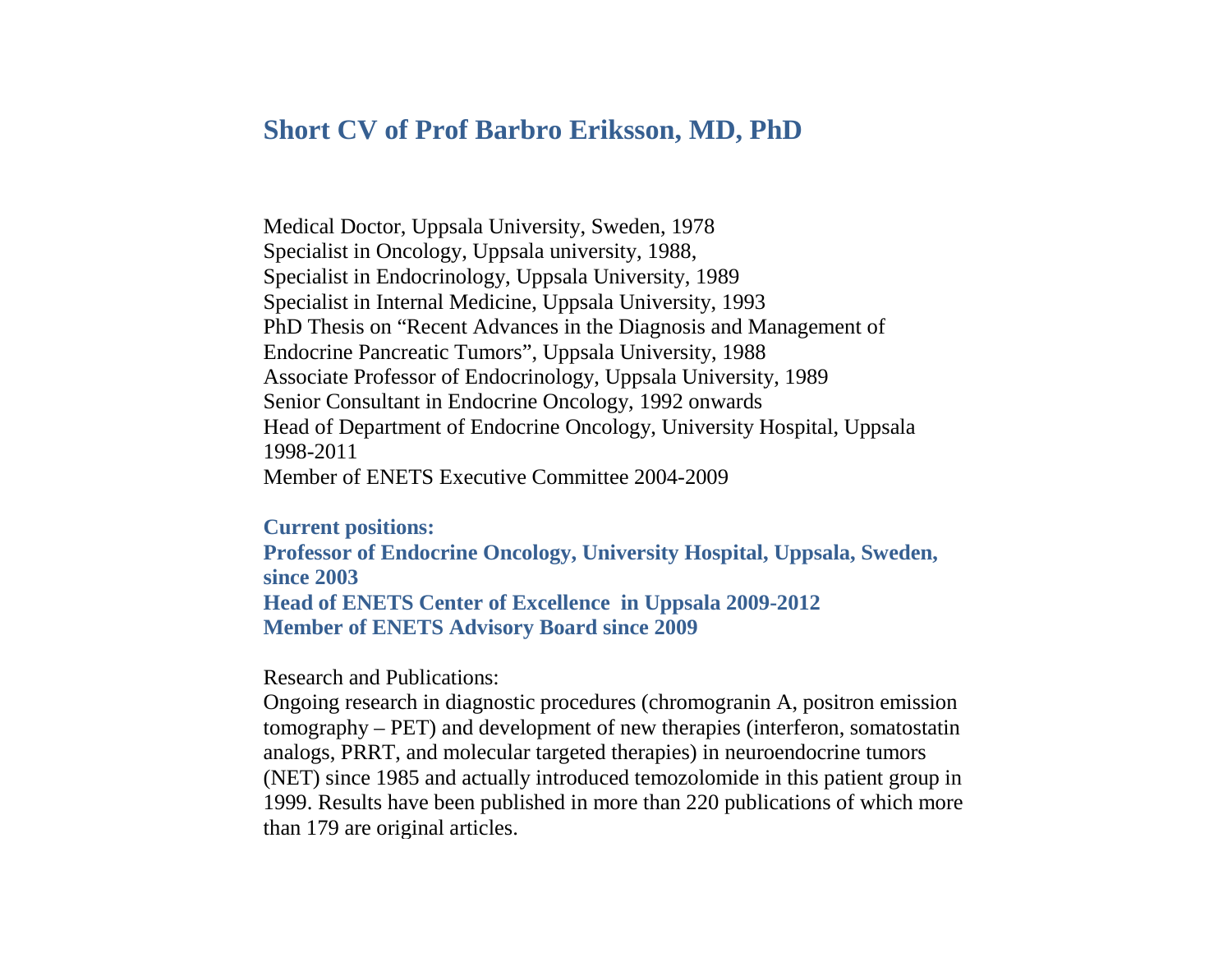# Short CV of Prof Barbro Eriksson, MD, PhD

Medical Doctor, Uppsala University, Sweden, 1978
Specialist in Oncology, Uppsala university, 1988,
Specialist in Endocrinology, Uppsala University, 1989
Specialist in Internal Medicine, Uppsala University, 1993
PhD Thesis on "Recent Advances in the Diagnosis and Management of Endocrine Pancreatic Tumors", Uppsala University, 1988
Associate Professor of Endocrinology, Uppsala University, 1989
Senior Consultant in Endocrine Oncology, 1992 onwards
Head of Department of Endocrine Oncology, University Hospital, Uppsala 1998-2011
Member of ENETS Executive Committee 2004-2009

**Current positions:**
**Professor of Endocrine Oncology, University Hospital, Uppsala, Sweden, since 2003**
**Head of ENETS Center of Excellence in Uppsala 2009-2012**
**Member of ENETS Advisory Board since 2009**

Research and Publications:
Ongoing research in diagnostic procedures (chromogranin A, positron emission tomography – PET) and development of new therapies (interferon, somatostatin analogs, PRRT, and molecular targeted therapies) in neuroendocrine tumors (NET) since 1985 and actually introduced temozolomide in this patient group in 1999. Results have been published in more than 220 publications of which more than 179 are original articles.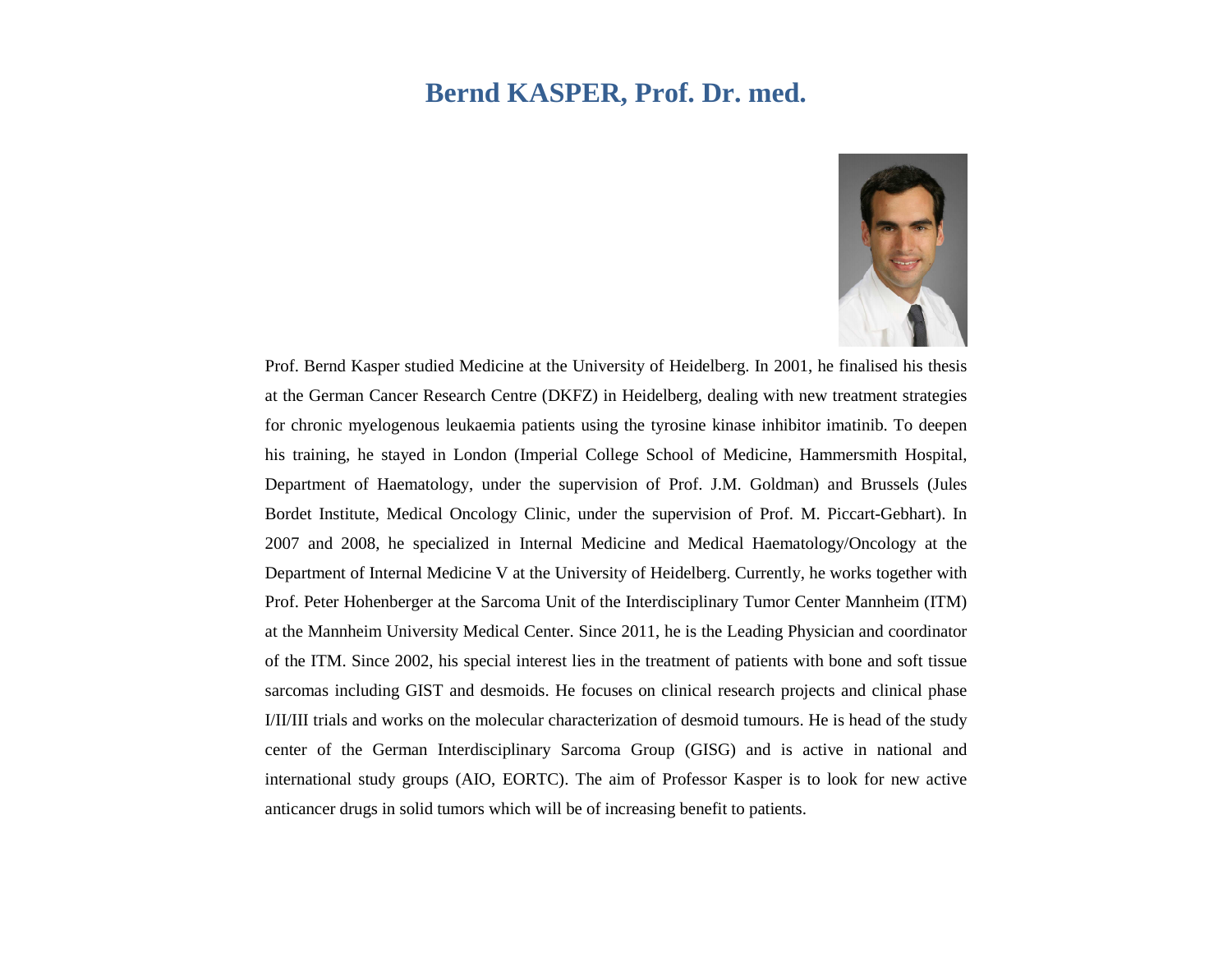# Bernd KASPER, Prof. Dr. med.

Prof. Bernd Kasper studied Medicine at the University of Heidelberg. In 2001, he finalised his thesis at the German Cancer Research Centre (DKFZ) in Heidelberg, dealing with new treatment strategies for chronic myelogenous leukaemia patients using the tyrosine kinase inhibitor imatinib. To deepen his training, he stayed in London (Imperial College School of Medicine, Hammersmith Hospital, Department of Haematology, under the supervision of Prof. J.M. Goldman) and Brussels (Jules Bordet Institute, Medical Oncology Clinic, under the supervision of Prof. M. Piccart-Gebhart). In 2007 and 2008, he specialized in Internal Medicine and Medical Haematology/Oncology at the Department of Internal Medicine V at the University of Heidelberg. Currently, he works together with Prof. Peter Hohenberger at the Sarcoma Unit of the Interdisciplinary Tumor Center Mannheim (ITM) at the Mannheim University Medical Center. Since 2011, he is the Leading Physician and coordinator of the ITM. Since 2002, his special interest lies in the treatment of patients with bone and soft tissue sarcomas including GIST and desmoids. He focuses on clinical research projects and clinical phase I/II/III trials and works on the molecular characterization of desmoid tumours. He is head of the study center of the German Interdisciplinary Sarcoma Group (GISG) and is active in national and international study groups (AIO, EORTC). The aim of Professor Kasper is to look for new active anticancer drugs in solid tumors which will be of increasing benefit to patients.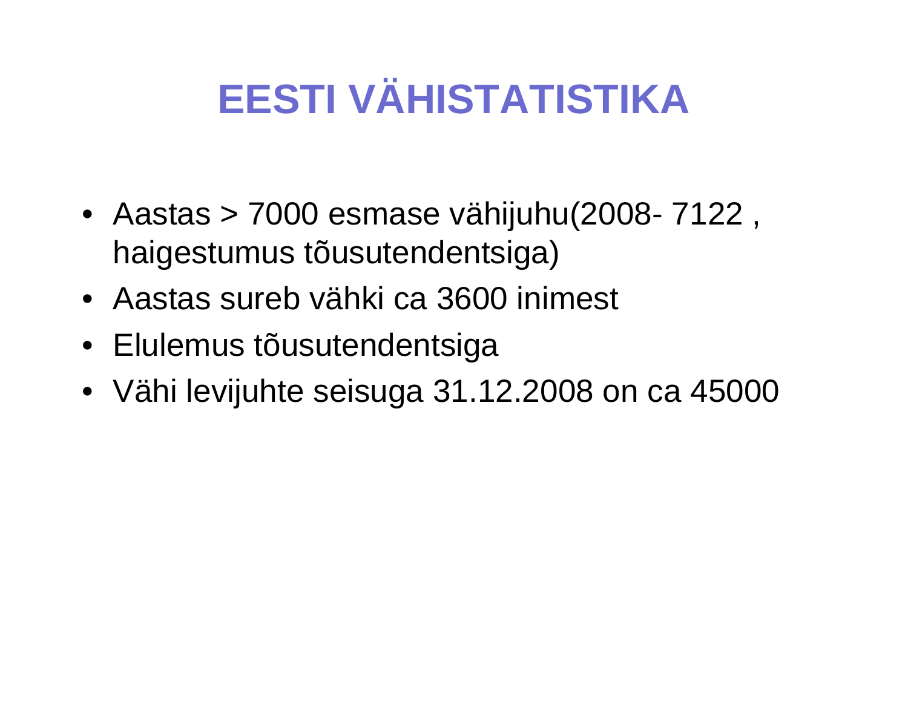# EESTI VÄHISTATISTIKA

- Aastas > 7000 esmase vähijuhu(2008- 7122 , haigestumus tõusutendentsiga)
- Aastas sureb vähki ca 3600 inimest
- Elulemus tõusutendentsiga
- Vähi levijuhte seisuga 31.12.2008 on ca 45000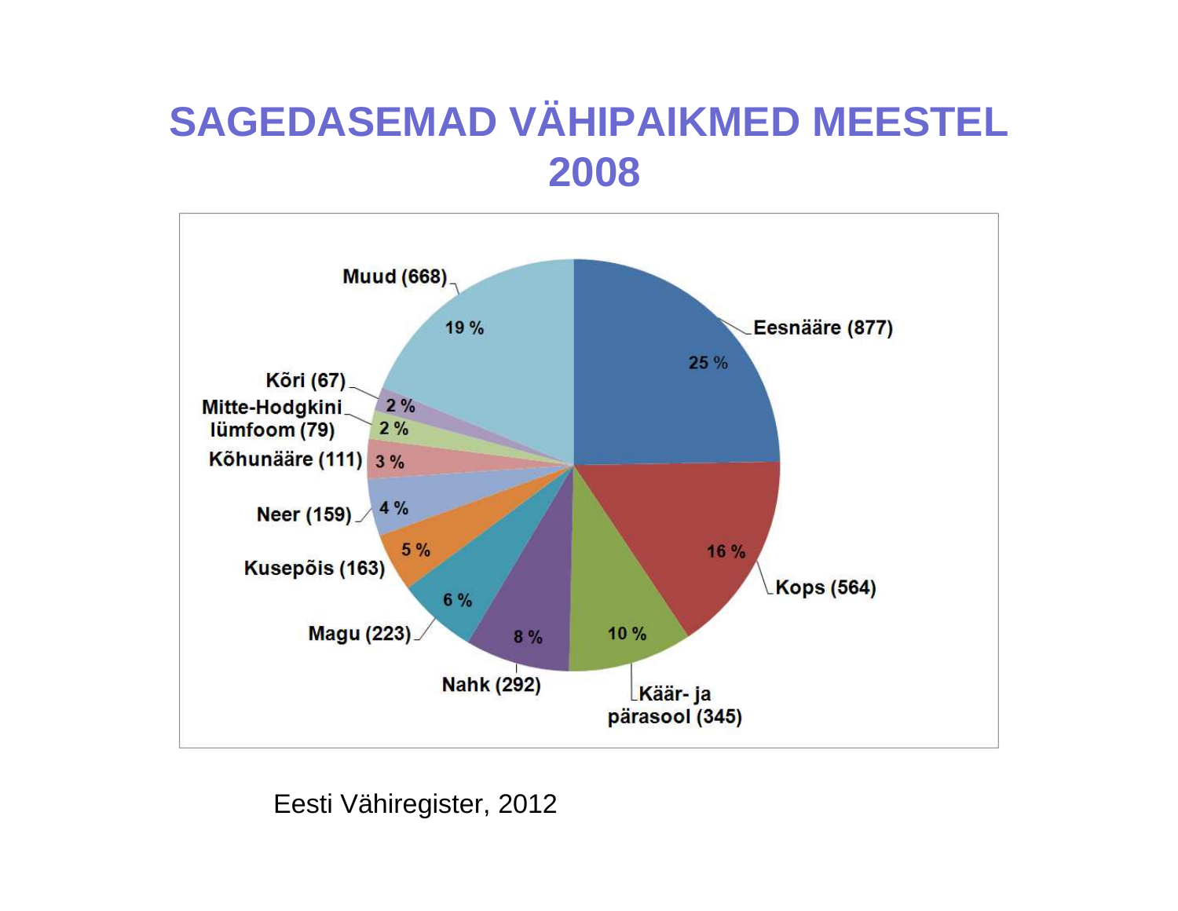# SAGEDASEMAD VÄHIPAIKMED MEESTEL 2008

| Paige | Arv | % |
|---|---|---|
| Eesnääre | 877 | 25 % |
| Kops | 564 | 16 % |
| Käär- ja pärasool | 345 | 10 % |
| Nahk | 292 | 8 % |
| Magu | 223 | 6 % |
| Kusepõis | 163 | 5 % |
| Neer | 159 | 4 % |
| Kõhunääre | 111 | 3 % |
| Mitte-Hodgkini lümfoom | 79 | 2 % |
| Kõri | 67 | 2 % |
| Muud | 668 | 19 % |

Eesti Vähiregister, 2012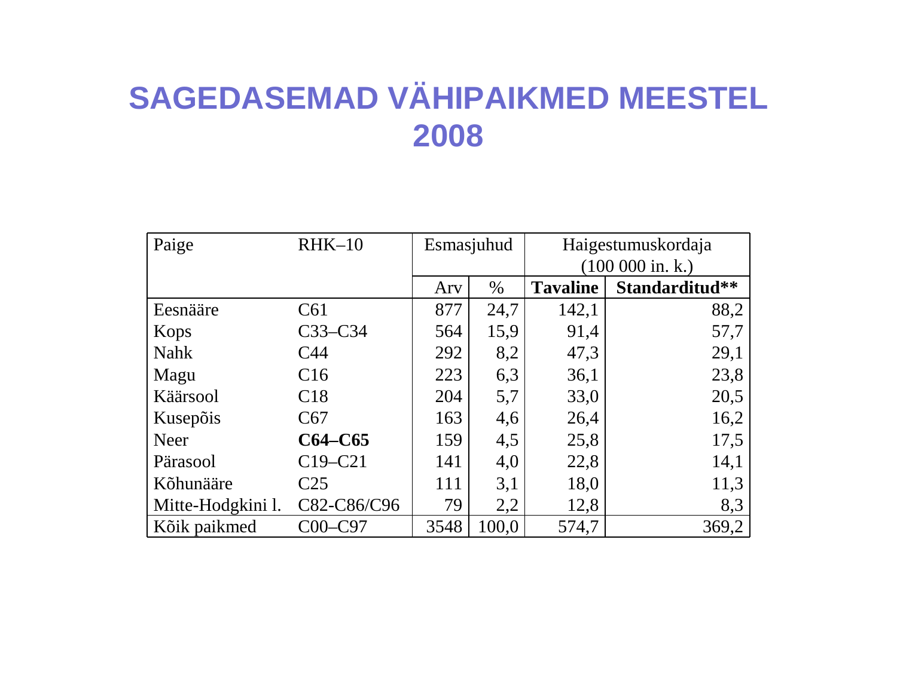# SAGEDASEMAD VÄHIPAIKMED MEESTEL 2008

| Paige | RHK–10 | Esmasjuhud | | Haigestumuskordaja (100 000 in. k.) | |
|---|---|---|---|---|---|
| | | Arv | % | **Tavaline** | **Standarditud\*\*** |
| Eesnääre | C61 | 877 | 24,7 | 142,1 | 88,2 |
| Kops | C33–C34 | 564 | 15,9 | 91,4 | 57,7 |
| Nahk | C44 | 292 | 8,2 | 47,3 | 29,1 |
| Magu | C16 | 223 | 6,3 | 36,1 | 23,8 |
| Käärsool | C18 | 204 | 5,7 | 33,0 | 20,5 |
| Kusepõis | C67 | 163 | 4,6 | 26,4 | 16,2 |
| Neer | **C64–C65** | 159 | 4,5 | 25,8 | 17,5 |
| Pärasool | C19–C21 | 141 | 4,0 | 22,8 | 14,1 |
| Kõhunääre | C25 | 111 | 3,1 | 18,0 | 11,3 |
| Mitte-Hodgkini l. | C82-C86/C96 | 79 | 2,2 | 12,8 | 8,3 |
| Kõik paikmed | C00–C97 | 3548 | 100,0 | 574,7 | 369,2 |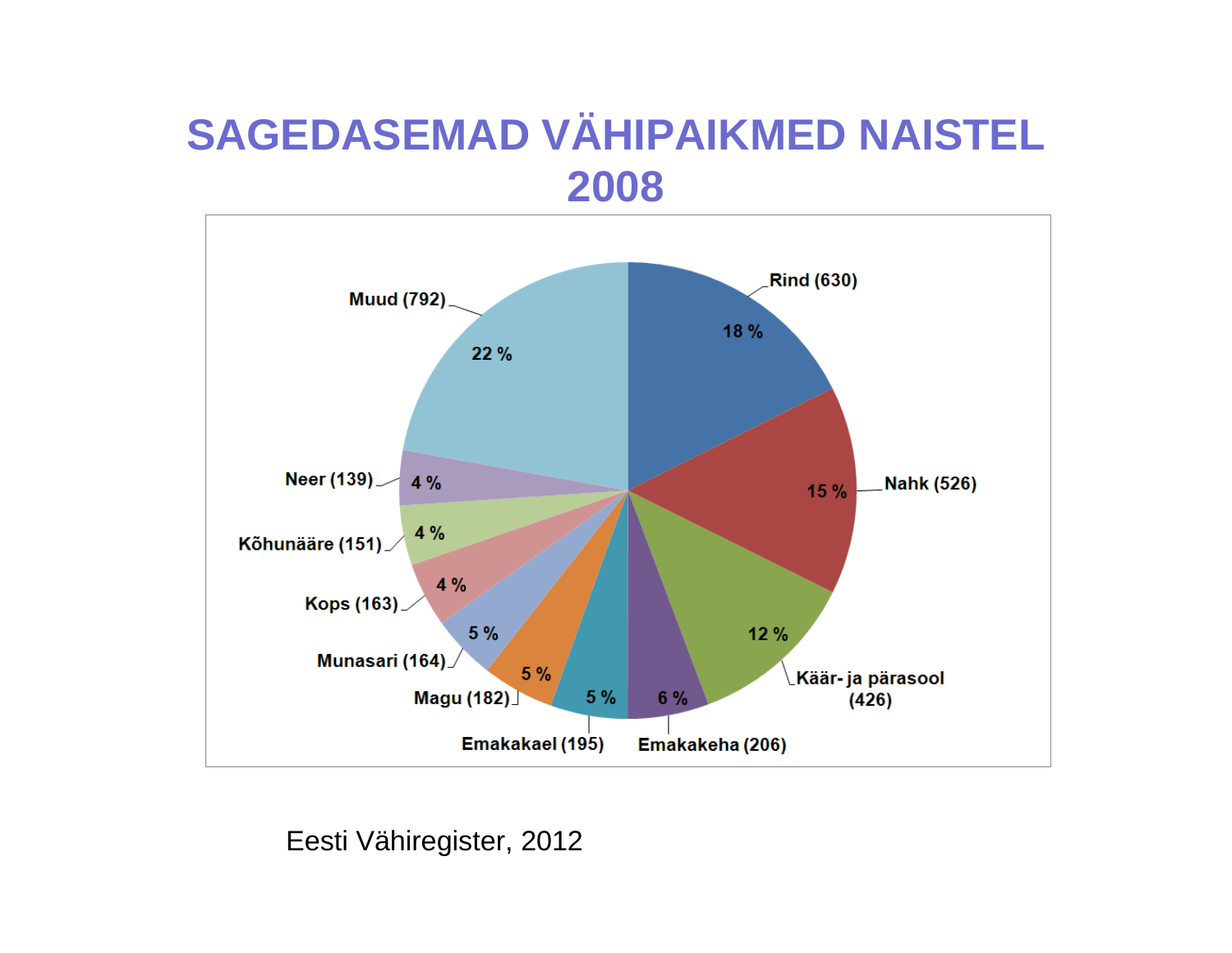# SAGEDASEMAD VÄHIPAIKMED NAISTEL 2008

| Vähipaige | Arv | % |
|---|---|---|
| Rind | 630 | 18 % |
| Nahk | 526 | 15 % |
| Käär- ja pärasool | 426 | 12 % |
| Emakakeha | 206 | 6 % |
| Emakakael | 195 | 5 % |
| Magu | 182 | 5 % |
| Munasari | 164 | 5 % |
| Kops | 163 | 4 % |
| Kõhunääre | 151 | 4 % |
| Neer | 139 | 4 % |
| Muud | 792 | 22 % |

Eesti Vähiregister, 2012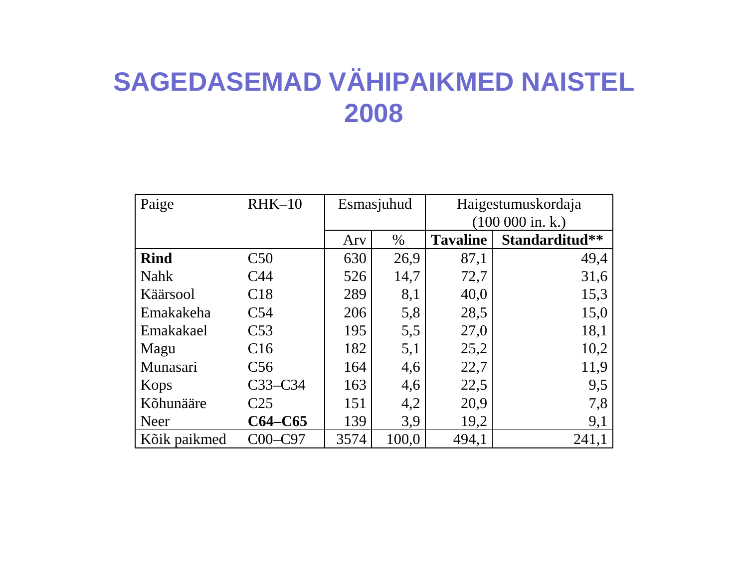# SAGEDASEMAD VÄHIPAIKMED NAISTEL 2008

| Paige | RHK–10 | Esmasjuhud | | Haigestumuskordaja (100 000 in. k.) | |
|---|---|---|---|---|---|
| | | Arv | % | **Tavaline** | **Standarditud\*\*** |
| **Rind** | C50 | 630 | 26,9 | 87,1 | 49,4 |
| Nahk | C44 | 526 | 14,7 | 72,7 | 31,6 |
| Käärsool | C18 | 289 | 8,1 | 40,0 | 15,3 |
| Emakakeha | C54 | 206 | 5,8 | 28,5 | 15,0 |
| Emakakael | C53 | 195 | 5,5 | 27,0 | 18,1 |
| Magu | C16 | 182 | 5,1 | 25,2 | 10,2 |
| Munasari | C56 | 164 | 4,6 | 22,7 | 11,9 |
| Kops | C33–C34 | 163 | 4,6 | 22,5 | 9,5 |
| Kõhunääre | C25 | 151 | 4,2 | 20,9 | 7,8 |
| Neer | **C64–C65** | 139 | 3,9 | 19,2 | 9,1 |
| Kõik paikmed | C00–C97 | 3574 | 100,0 | 494,1 | 241,1 |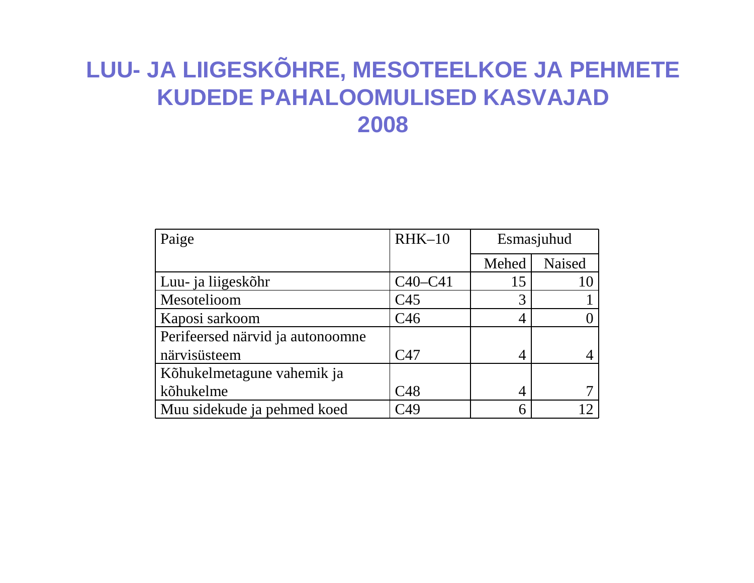# LUU- JA LIIGESKÕHRE, MESOTEELKOE JA PEHMETE KUDEDE PAHALOOMULISED KASVAJAD 2008

| Paige | RHK–10 | Esmasjuhud | |
|---|---|---|---|
| | | Mehed | Naised |
| Luu- ja liigeskõhr | C40–C41 | 15 | 10 |
| Mesotelioom | C45 | 3 | 1 |
| Kaposi sarkoom | C46 | 4 | 0 |
| Perifeersed närvid ja autonoomne närvisüsteem | C47 | 4 | 4 |
| Kõhukelmetagune vahemik ja kõhukelme | C48 | 4 | 7 |
| Muu sidekude ja pehmed koed | C49 | 6 | 12 |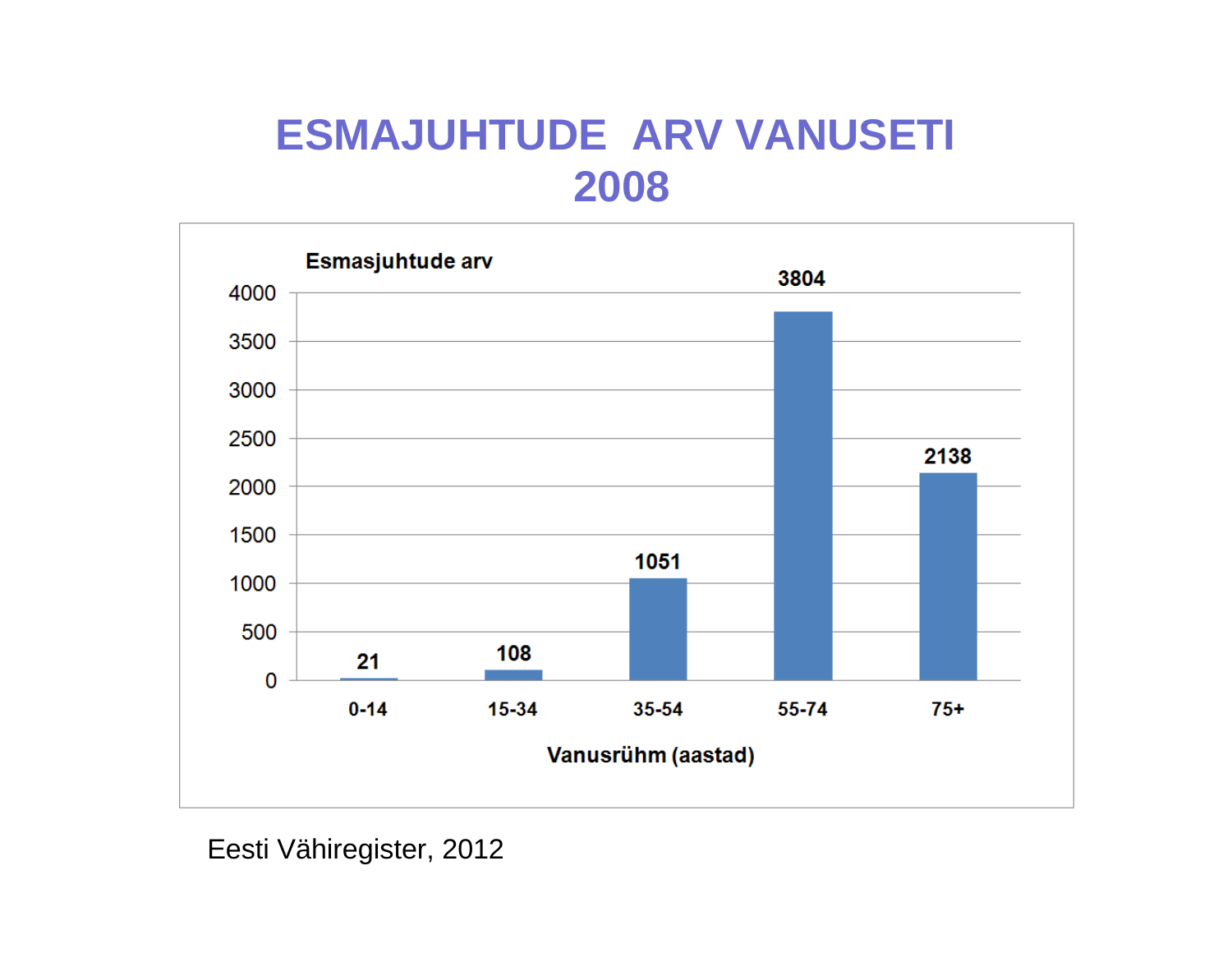# ESMAJUHTUDE ARV VANUSETI 2008

| Vanusrühm (aastad) | Esmasjuhtude arv |
|---|---|
| 0-14 | 21 |
| 15-34 | 108 |
| 35-54 | 1051 |
| 55-74 | 3804 |
| 75+ | 2138 |

Eesti Vähiregister, 2012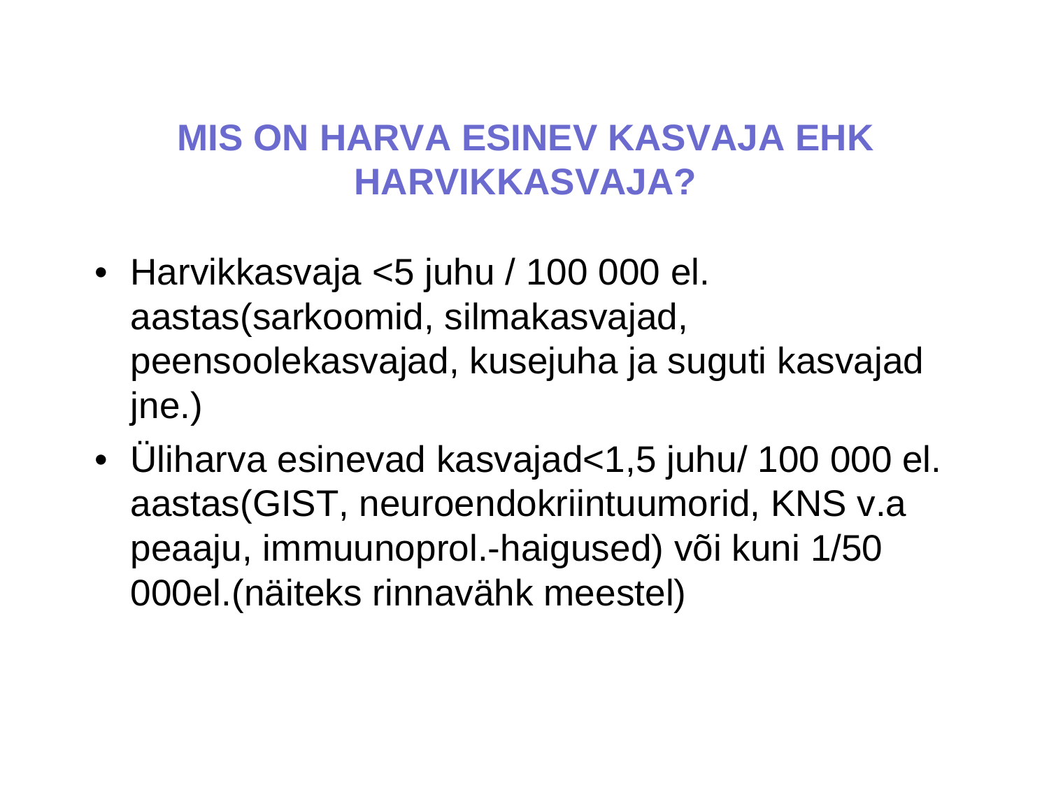# MIS ON HARVA ESINEV KASVAJA EHK HARVIKKASVAJA?

- Harvikkasvaja <5 juhu / 100 000 el. aastas(sarkoomid, silmakasvajad, peensoolekasvajad, kusejuha ja suguti kasvajad jne.)
- Üliharva esinevad kasvajad<1,5 juhu/ 100 000 el. aastas(GIST, neuroendokriintuumorid, KNS v.a peaaju, immuunoprol.-haigused) või kuni 1/50 000el.(näiteks rinnavähk meestel)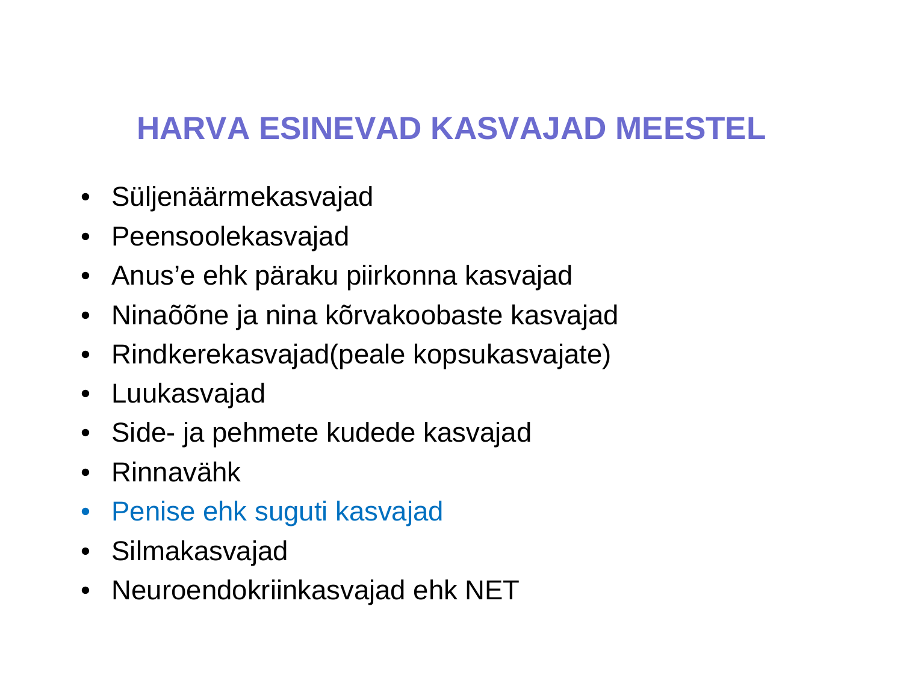# HARVA ESINEVAD KASVAJAD MEESTEL

- Süljenäärmekasvajad
- Peensoolekasvajad
- Anus'e ehk päraku piirkonna kasvajad
- Ninaõõne ja nina kõrvakoobaste kasvajad
- Rindkerekasvajad(peale kopsukasvajate)
- Luukasvajad
- Side- ja pehmete kudede kasvajad
- Rinnavähk
- Penise ehk suguti kasvajad
- Silmakasvajad
- Neuroendokriinkasvajad ehk NET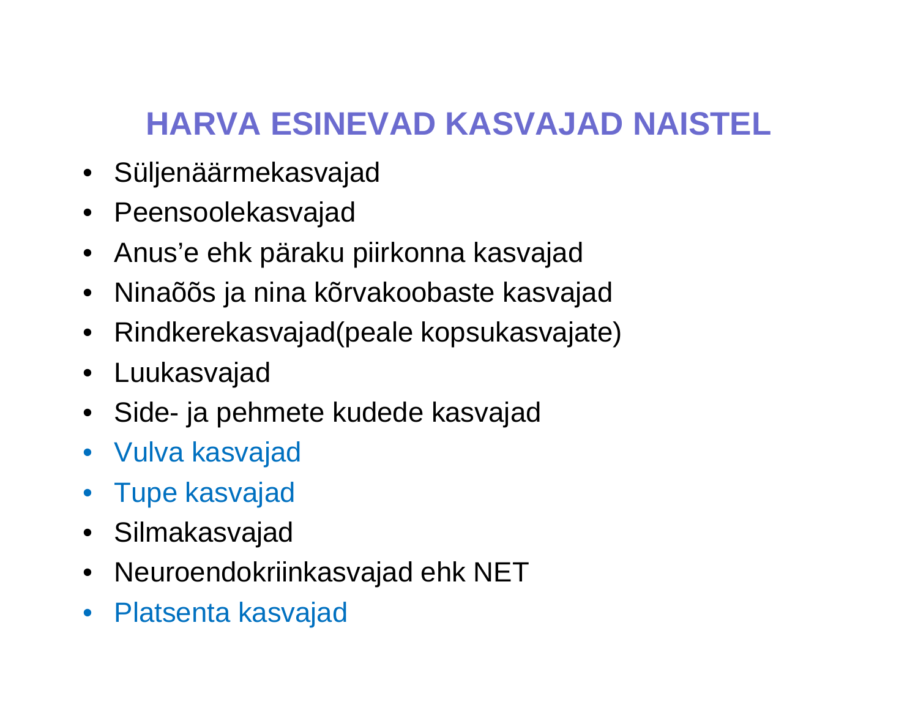# HARVA ESINEVAD KASVAJAD NAISTEL

- Süljenäärmekasvajad
- Peensoolekasvajad
- Anus'e ehk päraku piirkonna kasvajad
- Ninaõõs ja nina kõrvakoobaste kasvajad
- Rindkerekasvajad(peale kopsukasvajate)
- Luukasvajad
- Side- ja pehmete kudede kasvajad
- Vulva kasvajad
- Tupe kasvajad
- Silmakasvajad
- Neuroendokriinkasvajad ehk NET
- Platsenta kasvajad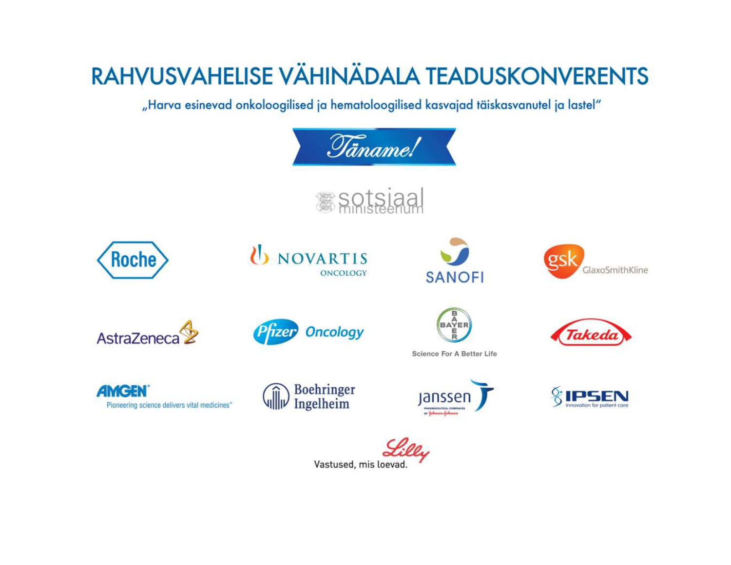# RAHVUSVAHELISE VÄHINÄDALA TEADUSKONVERENTS

„Harva esinevad onkoloogilised ja hematoloogilised kasvajad täiskasvanutel ja lastel"

*Täname!*

sotsiaalministeerium

Roche

NOVARTIS ONCOLOGY

SANOFI

gsk GlaxoSmithKline

AstraZeneca

Pfizer Oncology

BAYER Science For A Better Life

Takeda

AMGEN Pioneering science delivers vital medicines™

Boehringer Ingelheim

Janssen

IPSEN Innovation for patient care

Lilly Vastused, mis loevad.